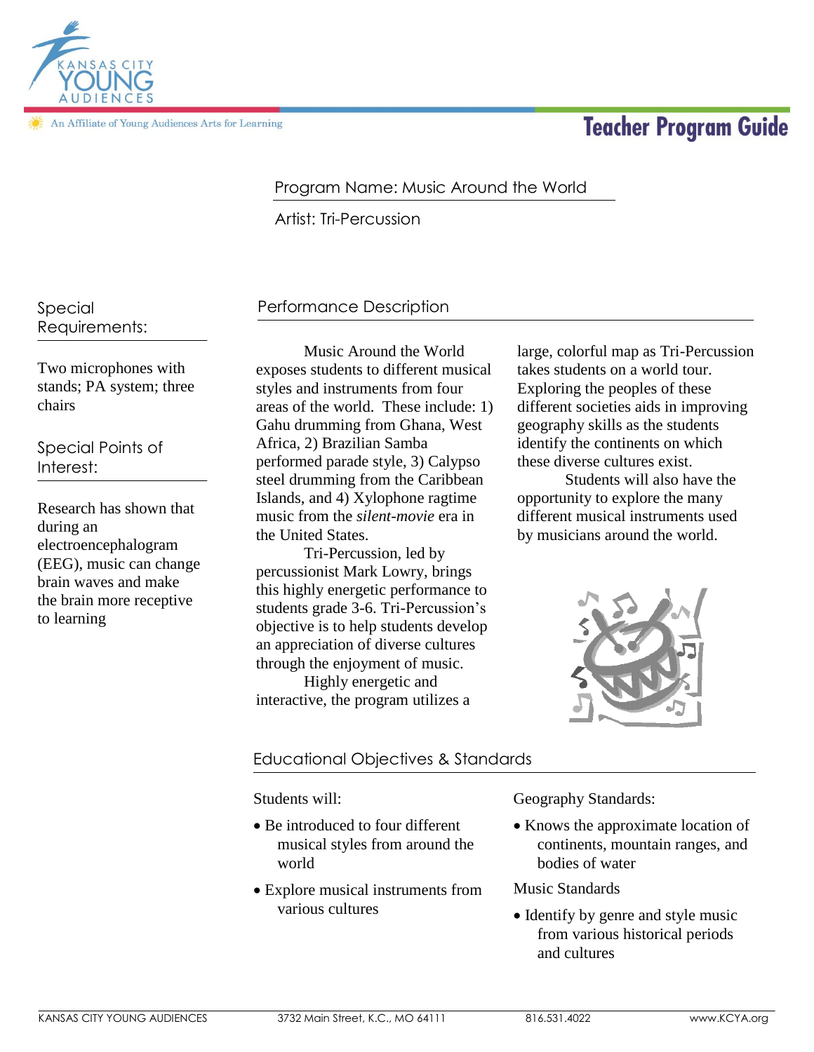Kansas City Young Audiences

An Affiliate of Young Audiences Arts for Learning

# Teacher Program Guide

Program Name: Music Around the World

Artist: Tri-Percussion

## Special Requirements:

Two microphones with stands; PA system; three chairs

## Special Points of Interest:

Research has shown that during an electroencephalogram (EEG), music can change brain waves and make the brain more receptive to learning

## Performance Description

Music Around the World exposes students to different musical styles and instruments from four areas of the world. These include: 1) Gahu drumming from Ghana, West Africa, 2) Brazilian Samba performed parade style, 3) Calypso steel drumming from the Caribbean Islands, and 4) Xylophone ragtime music from the *silent-movie* era in the United States.

Tri-Percussion, led by percussionist Mark Lowry, brings this highly energetic performance to students grade 3-6. Tri-Percussion's objective is to help students develop an appreciation of diverse cultures through the enjoyment of music.

Highly energetic and interactive, the program utilizes a large, colorful map as Tri-Percussion takes students on a world tour. Exploring the peoples of these different societies aids in improving geography skills as the students identify the continents on which these diverse cultures exist.

Students will also have the opportunity to explore the many different musical instruments used by musicians around the world.

## Educational Objectives & Standards

Students will:

- Be introduced to four different musical styles from around the world
- Explore musical instruments from various cultures

Geography Standards:

- Knows the approximate location of continents, mountain ranges, and bodies of water

Music Standards

- Identify by genre and style music from various historical periods and cultures

KANSAS CITY YOUNG AUDIENCES 3732 Main Street, K.C., MO 64111 816.531.4022 www.KCYA.org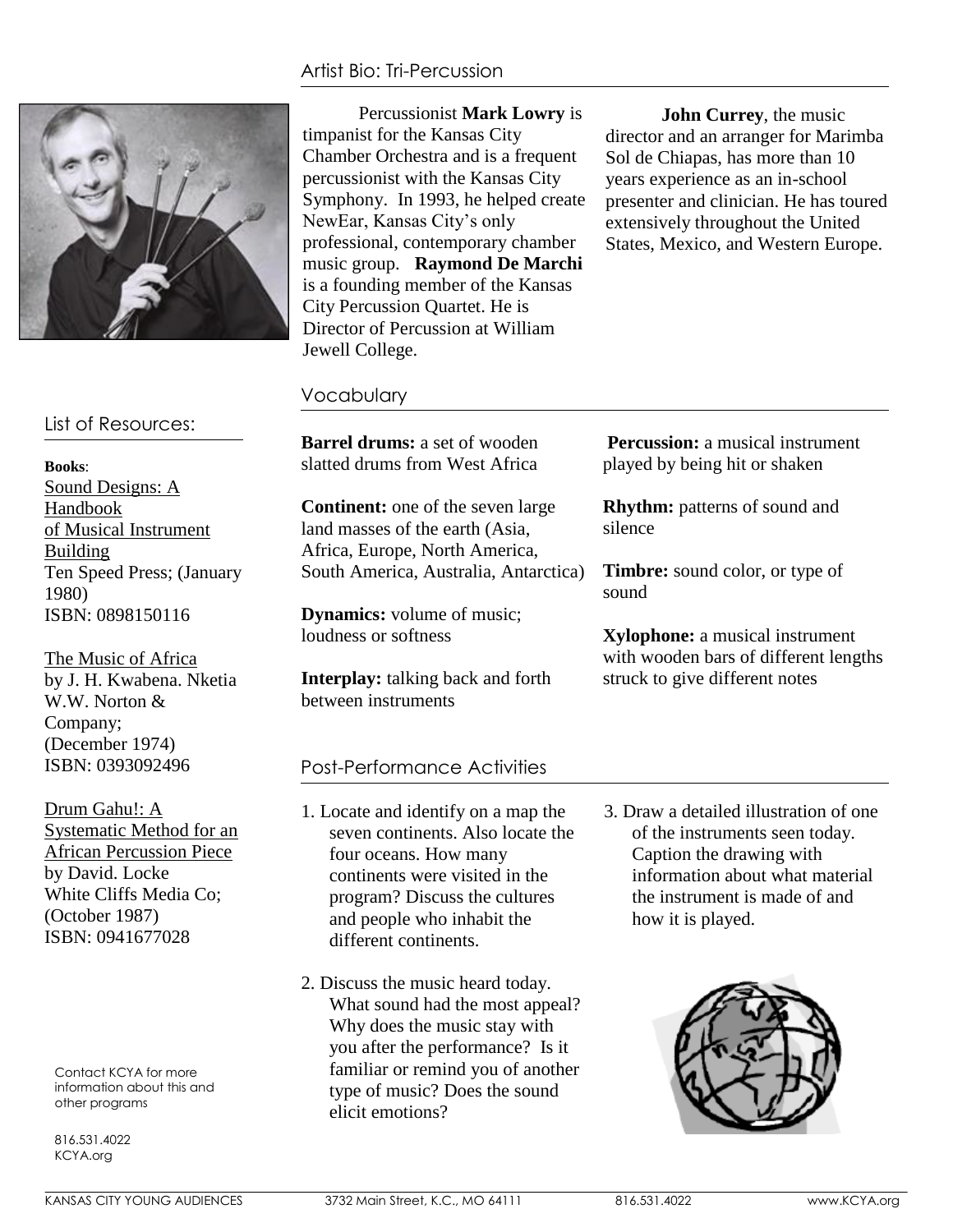## Artist Bio: Tri-Percussion

Percussionist **Mark Lowry** is timpanist for the Kansas City Chamber Orchestra and is a frequent percussionist with the Kansas City Symphony. In 1993, he helped create NewEar, Kansas City's only professional, contemporary chamber music group. **Raymond De Marchi** is a founding member of the Kansas City Percussion Quartet. He is Director of Percussion at William Jewell College.

**John Currey**, the music director and an arranger for Marimba Sol de Chiapas, has more than 10 years experience as an in-school presenter and clinician. He has toured extensively throughout the United States, Mexico, and Western Europe.

## List of Resources:

**Books**:

Sound Designs: A Handbook of Musical Instrument Building
Ten Speed Press; (January 1980)
ISBN: 0898150116

The Music of Africa
by J. H. Kwabena. Nketia
W.W. Norton & Company;
(December 1974)
ISBN: 0393092496

Drum Gahu!: A Systematic Method for an African Percussion Piece
by David. Locke
White Cliffs Media Co;
(October 1987)
ISBN: 0941677028

Contact KCYA for more information about this and other programs

816.531.4022
KCYA.org

## Vocabulary

**Barrel drums:** a set of wooden slatted drums from West Africa

**Continent:** one of the seven large land masses of the earth (Asia, Africa, Europe, North America, South America, Australia, Antarctica)

**Dynamics:** volume of music; loudness or softness

**Interplay:** talking back and forth between instruments

**Percussion:** a musical instrument played by being hit or shaken

**Rhythm:** patterns of sound and silence

**Timbre:** sound color, or type of sound

**Xylophone:** a musical instrument with wooden bars of different lengths struck to give different notes

## Post-Performance Activities

1. Locate and identify on a map the seven continents. Also locate the four oceans. How many continents were visited in the program? Discuss the cultures and people who inhabit the different continents.

2. Discuss the music heard today. What sound had the most appeal? Why does the music stay with you after the performance? Is it familiar or remind you of another type of music? Does the sound elicit emotions?

3. Draw a detailed illustration of one of the instruments seen today. Caption the drawing with information about what material the instrument is made of and how it is played.

KANSAS CITY YOUNG AUDIENCES 3732 Main Street, K.C., MO 64111 816.531.4022 www.KCYA.org